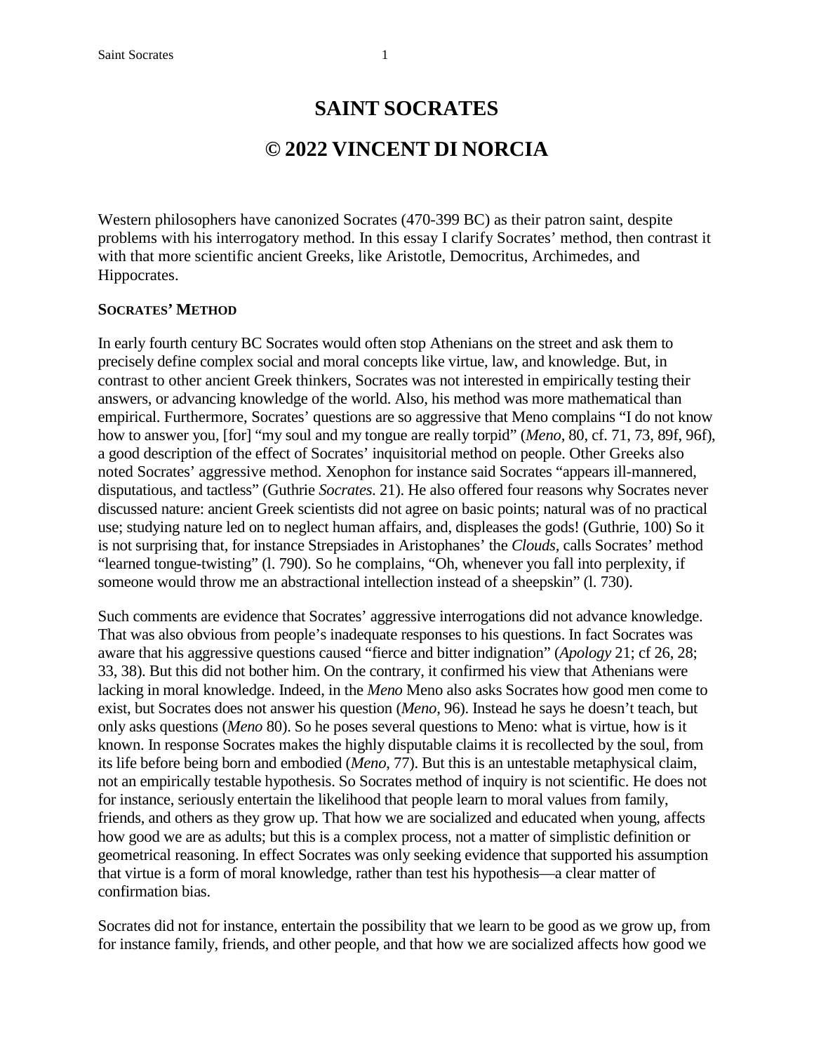# SAINT SOCRATES

# © 2022 VINCENT DI NORCIA

Western philosophers have canonized Socrates (470-399 BC) as their patron saint, despite problems with his interrogatory method. In this essay I clarify Socrates' method, then contrast it with that more scientific ancient Greeks, like Aristotle, Democritus, Archimedes, and Hippocrates.

**SOCRATES' METHOD**

In early fourth century BC Socrates would often stop Athenians on the street and ask them to precisely define complex social and moral concepts like virtue, law, and knowledge. But, in contrast to other ancient Greek thinkers, Socrates was not interested in empirically testing their answers, or advancing knowledge of the world. Also, his method was more mathematical than empirical. Furthermore, Socrates' questions are so aggressive that Meno complains "I do not know how to answer you, [for] "my soul and my tongue are really torpid" (*Meno*, 80, cf. 71, 73, 89f, 96f), a good description of the effect of Socrates' inquisitorial method on people. Other Greeks also noted Socrates' aggressive method. Xenophon for instance said Socrates "appears ill-mannered, disputatious, and tactless" (Guthrie *Socrates*. 21). He also offered four reasons why Socrates never discussed nature: ancient Greek scientists did not agree on basic points; natural was of no practical use; studying nature led on to neglect human affairs, and, displeases the gods! (Guthrie, 100) So it is not surprising that, for instance Strepsiades in Aristophanes' the *Clouds*, calls Socrates' method "learned tongue-twisting" (l. 790). So he complains, "Oh, whenever you fall into perplexity, if someone would throw me an abstractional intellection instead of a sheepskin" (l. 730).

Such comments are evidence that Socrates' aggressive interrogations did not advance knowledge. That was also obvious from people's inadequate responses to his questions. In fact Socrates was aware that his aggressive questions caused "fierce and bitter indignation" (*Apology* 21; cf 26, 28; 33, 38). But this did not bother him. On the contrary, it confirmed his view that Athenians were lacking in moral knowledge. Indeed, in the *Meno* Meno also asks Socrates how good men come to exist, but Socrates does not answer his question (*Meno*, 96). Instead he says he doesn't teach, but only asks questions (*Meno* 80). So he poses several questions to Meno: what is virtue, how is it known. In response Socrates makes the highly disputable claims it is recollected by the soul, from its life before being born and embodied (*Meno*, 77). But this is an untestable metaphysical claim, not an empirically testable hypothesis. So Socrates method of inquiry is not scientific. He does not for instance, seriously entertain the likelihood that people learn to moral values from family, friends, and others as they grow up. That how we are socialized and educated when young, affects how good we are as adults; but this is a complex process, not a matter of simplistic definition or geometrical reasoning. In effect Socrates was only seeking evidence that supported his assumption that virtue is a form of moral knowledge, rather than test his hypothesis—a clear matter of confirmation bias.

Socrates did not for instance, entertain the possibility that we learn to be good as we grow up, from for instance family, friends, and other people, and that how we are socialized affects how good we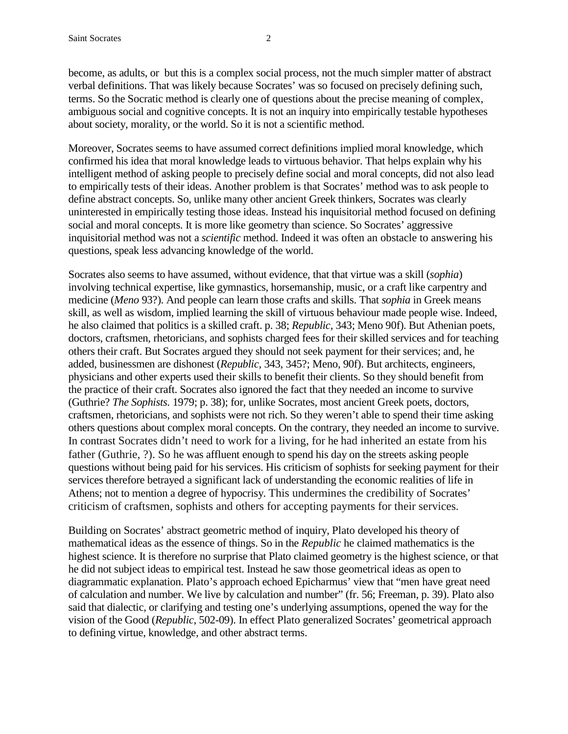become, as adults, or  but this is a complex social process, not the much simpler matter of abstract verbal definitions. That was likely because Socrates' was so focused on precisely defining such, terms. So the Socratic method is clearly one of questions about the precise meaning of complex, ambiguous social and cognitive concepts. It is not an inquiry into empirically testable hypotheses about society, morality, or the world. So it is not a scientific method.

Moreover, Socrates seems to have assumed correct definitions implied moral knowledge, which confirmed his idea that moral knowledge leads to virtuous behavior. That helps explain why his intelligent method of asking people to precisely define social and moral concepts, did not also lead to empirically tests of their ideas. Another problem is that Socrates' method was to ask people to define abstract concepts. So, unlike many other ancient Greek thinkers, Socrates was clearly uninterested in empirically testing those ideas. Instead his inquisitorial method focused on defining social and moral concepts. It is more like geometry than science. So Socrates' aggressive inquisitorial method was not a *scientific* method. Indeed it was often an obstacle to answering his questions, speak less advancing knowledge of the world.

Socrates also seems to have assumed, without evidence, that that virtue was a skill (*sophia*) involving technical expertise, like gymnastics, horsemanship, music, or a craft like carpentry and medicine (*Meno* 93?). And people can learn those crafts and skills. That *sophia* in Greek means skill, as well as wisdom, implied learning the skill of virtuous behaviour made people wise. Indeed, he also claimed that politics is a skilled craft. p. 38; *Republic*, 343; Meno 90f). But Athenian poets, doctors, craftsmen, rhetoricians, and sophists charged fees for their skilled services and for teaching others their craft. But Socrates argued they should not seek payment for their services; and, he added, businessmen are dishonest (*Republic*, 343, 345?; Meno, 90f). But architects, engineers, physicians and other experts used their skills to benefit their clients. So they should benefit from the practice of their craft. Socrates also ignored the fact that they needed an income to survive (Guthrie? *The Sophists.* 1979; p. 38); for, unlike Socrates, most ancient Greek poets, doctors, craftsmen, rhetoricians, and sophists were not rich. So they weren't able to spend their time asking others questions about complex moral concepts. On the contrary, they needed an income to survive. In contrast Socrates didn't need to work for a living, for he had inherited an estate from his father (Guthrie, ?). So he was affluent enough to spend his day on the streets asking people questions without being paid for his services. His criticism of sophists for seeking payment for their services therefore betrayed a significant lack of understanding the economic realities of life in Athens; not to mention a degree of hypocrisy. This undermines the credibility of Socrates' criticism of craftsmen, sophists and others for accepting payments for their services.

Building on Socrates' abstract geometric method of inquiry, Plato developed his theory of mathematical ideas as the essence of things. So in the *Republic* he claimed mathematics is the highest science. It is therefore no surprise that Plato claimed geometry is the highest science, or that he did not subject ideas to empirical test. Instead he saw those geometrical ideas as open to diagrammatic explanation. Plato's approach echoed Epicharmus' view that "men have great need of calculation and number. We live by calculation and number" (fr. 56; Freeman, p. 39). Plato also said that dialectic, or clarifying and testing one's underlying assumptions, opened the way for the vision of the Good (*Republic*, 502-09). In effect Plato generalized Socrates' geometrical approach to defining virtue, knowledge, and other abstract terms.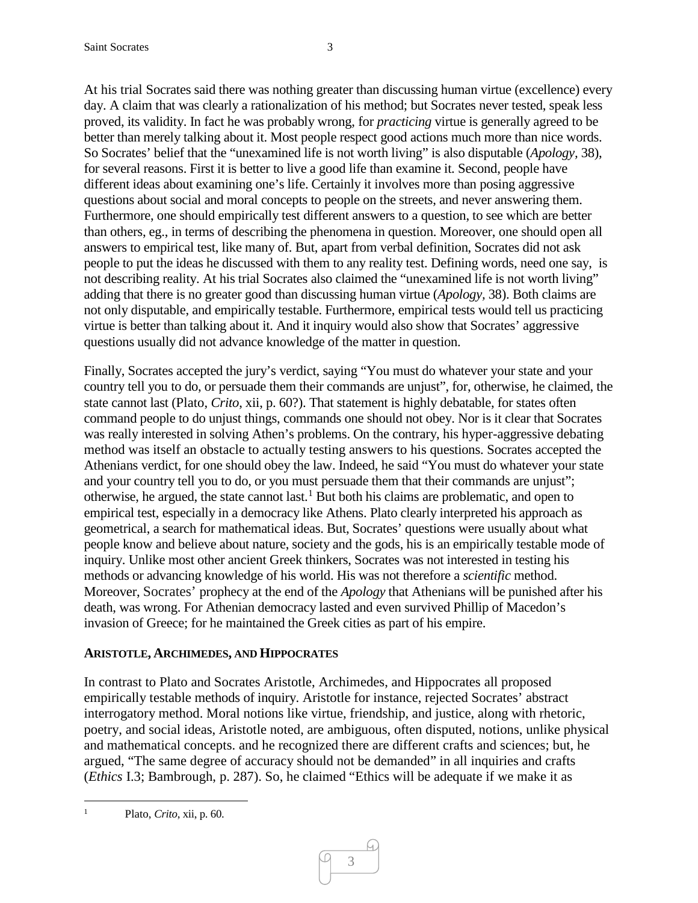At his trial Socrates said there was nothing greater than discussing human virtue (excellence) every day. A claim that was clearly a rationalization of his method; but Socrates never tested, speak less proved, its validity. In fact he was probably wrong, for *practicing* virtue is generally agreed to be better than merely talking about it. Most people respect good actions much more than nice words. So Socrates' belief that the "unexamined life is not worth living" is also disputable (*Apology,* 38), for several reasons. First it is better to live a good life than examine it. Second, people have different ideas about examining one's life. Certainly it involves more than posing aggressive questions about social and moral concepts to people on the streets, and never answering them. Furthermore, one should empirically test different answers to a question, to see which are better than others, eg., in terms of describing the phenomena in question. Moreover, one should open all answers to empirical test, like many of. But, apart from verbal definition, Socrates did not ask people to put the ideas he discussed with them to any reality test. Defining words, need one say, is not describing reality. At his trial Socrates also claimed the "unexamined life is not worth living" adding that there is no greater good than discussing human virtue (*Apology,* 38). Both claims are not only disputable, and empirically testable. Furthermore, empirical tests would tell us practicing virtue is better than talking about it. And it inquiry would also show that Socrates' aggressive questions usually did not advance knowledge of the matter in question.

Finally, Socrates accepted the jury's verdict, saying "You must do whatever your state and your country tell you to do, or persuade them their commands are unjust", for, otherwise, he claimed, the state cannot last (Plato, *Crito*, xii, p. 60?). That statement is highly debatable, for states often command people to do unjust things, commands one should not obey. Nor is it clear that Socrates was really interested in solving Athen's problems. On the contrary, his hyper-aggressive debating method was itself an obstacle to actually testing answers to his questions. Socrates accepted the Athenians verdict, for one should obey the law. Indeed, he said "You must do whatever your state and your country tell you to do, or you must persuade them that their commands are unjust"; otherwise, he argued, the state cannot last.[1] But both his claims are problematic, and open to empirical test, especially in a democracy like Athens. Plato clearly interpreted his approach as geometrical, a search for mathematical ideas. But, Socrates' questions were usually about what people know and believe about nature, society and the gods, his is an empirically testable mode of inquiry. Unlike most other ancient Greek thinkers, Socrates was not interested in testing his methods or advancing knowledge of his world. His was not therefore a *scientific* method. Moreover, Socrates' prophecy at the end of the *Apology* that Athenians will be punished after his death, was wrong. For Athenian democracy lasted and even survived Phillip of Macedon's invasion of Greece; for he maintained the Greek cities as part of his empire.

## ARISTOTLE, ARCHIMEDES, AND HIPPOCRATES

In contrast to Plato and Socrates Aristotle, Archimedes, and Hippocrates all proposed empirically testable methods of inquiry. Aristotle for instance, rejected Socrates' abstract interrogatory method. Moral notions like virtue, friendship, and justice, along with rhetoric, poetry, and social ideas, Aristotle noted, are ambiguous, often disputed, notions, unlike physical and mathematical concepts. and he recognized there are different crafts and sciences; but, he argued, "The same degree of accuracy should not be demanded" in all inquiries and crafts (*Ethics* I.3; Bambrough, p. 287). So, he claimed "Ethics will be adequate if we make it as

[1] Plato, *Crito*, xii, p. 60.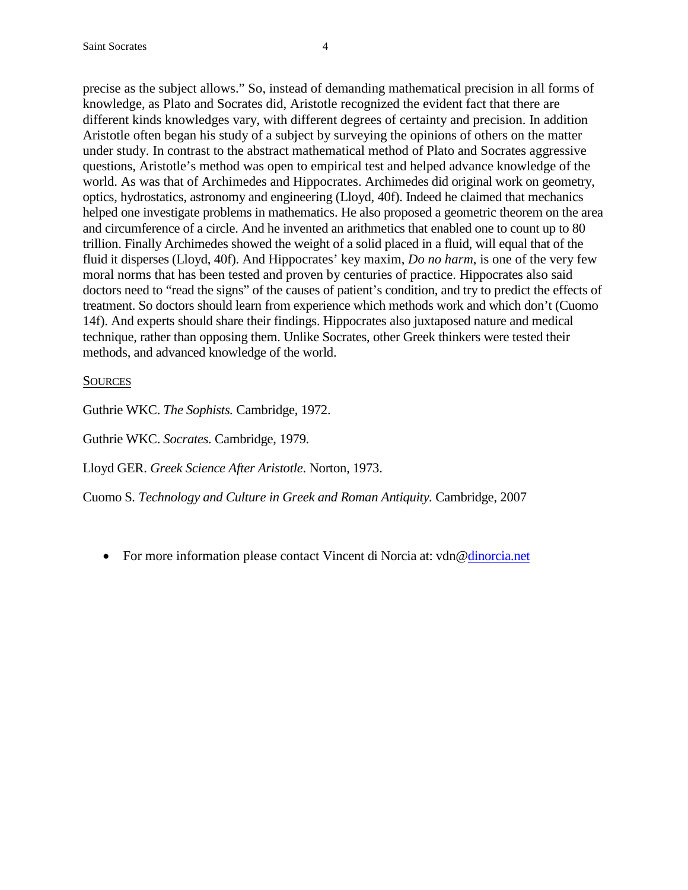precise as the subject allows." So, instead of demanding mathematical precision in all forms of knowledge, as Plato and Socrates did, Aristotle recognized the evident fact that there are different kinds knowledges vary, with different degrees of certainty and precision. In addition Aristotle often began his study of a subject by surveying the opinions of others on the matter under study. In contrast to the abstract mathematical method of Plato and Socrates aggressive questions, Aristotle's method was open to empirical test and helped advance knowledge of the world. As was that of Archimedes and Hippocrates. Archimedes did original work on geometry, optics, hydrostatics, astronomy and engineering (Lloyd, 40f). Indeed he claimed that mechanics helped one investigate problems in mathematics. He also proposed a geometric theorem on the area and circumference of a circle. And he invented an arithmetics that enabled one to count up to 80 trillion. Finally Archimedes showed the weight of a solid placed in a fluid, will equal that of the fluid it disperses (Lloyd, 40f). And Hippocrates' key maxim, *Do no harm*, is one of the very few moral norms that has been tested and proven by centuries of practice. Hippocrates also said doctors need to "read the signs" of the causes of patient's condition, and try to predict the effects of treatment. So doctors should learn from experience which methods work and which don't (Cuomo 14f). And experts should share their findings. Hippocrates also juxtaposed nature and medical technique, rather than opposing them. Unlike Socrates, other Greek thinkers were tested their methods, and advanced knowledge of the world.

## Sources

Guthrie WKC. *The Sophists.* Cambridge, 1972.

Guthrie WKC. *Socrates.* Cambridge, 1979.

Lloyd GER. *Greek Science After Aristotle*. Norton, 1973.

Cuomo S. *Technology and Culture in Greek and Roman Antiquity.* Cambridge, 2007

- For more information please contact Vincent di Norcia at: vdn@dinorcia.net